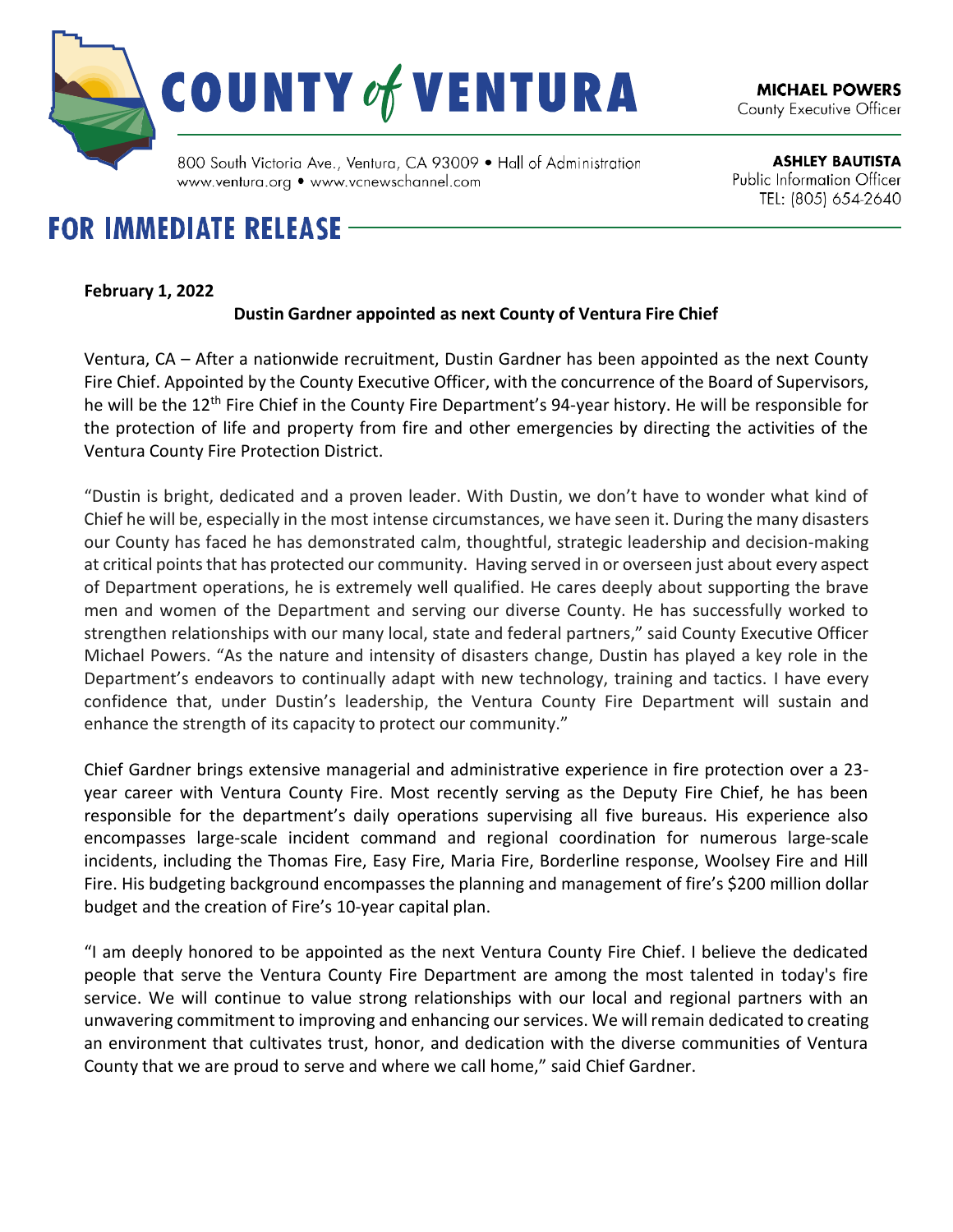# COUNTY of VENTURA

800 South Victoria Ave., Ventura, CA 93009 • Hall of Administration
www.ventura.org • www.vcnewschannel.com

**MICHAEL POWERS**
County Executive Officer

**ASHLEY BAUTISTA**
Public Information Officer
TEL: (805) 654-2640

## FOR IMMEDIATE RELEASE

**February 1, 2022**

**Dustin Gardner appointed as next County of Ventura Fire Chief**

Ventura, CA – After a nationwide recruitment, Dustin Gardner has been appointed as the next County Fire Chief. Appointed by the County Executive Officer, with the concurrence of the Board of Supervisors, he will be the 12th Fire Chief in the County Fire Department's 94-year history. He will be responsible for the protection of life and property from fire and other emergencies by directing the activities of the Ventura County Fire Protection District.

"Dustin is bright, dedicated and a proven leader. With Dustin, we don't have to wonder what kind of Chief he will be, especially in the most intense circumstances, we have seen it. During the many disasters our County has faced he has demonstrated calm, thoughtful, strategic leadership and decision-making at critical points that has protected our community. Having served in or overseen just about every aspect of Department operations, he is extremely well qualified. He cares deeply about supporting the brave men and women of the Department and serving our diverse County. He has successfully worked to strengthen relationships with our many local, state and federal partners," said County Executive Officer Michael Powers. "As the nature and intensity of disasters change, Dustin has played a key role in the Department's endeavors to continually adapt with new technology, training and tactics. I have every confidence that, under Dustin's leadership, the Ventura County Fire Department will sustain and enhance the strength of its capacity to protect our community."

Chief Gardner brings extensive managerial and administrative experience in fire protection over a 23-year career with Ventura County Fire. Most recently serving as the Deputy Fire Chief, he has been responsible for the department's daily operations supervising all five bureaus. His experience also encompasses large-scale incident command and regional coordination for numerous large-scale incidents, including the Thomas Fire, Easy Fire, Maria Fire, Borderline response, Woolsey Fire and Hill Fire. His budgeting background encompasses the planning and management of fire's $200 million dollar budget and the creation of Fire's 10-year capital plan.

"I am deeply honored to be appointed as the next Ventura County Fire Chief. I believe the dedicated people that serve the Ventura County Fire Department are among the most talented in today's fire service. We will continue to value strong relationships with our local and regional partners with an unwavering commitment to improving and enhancing our services. We will remain dedicated to creating an environment that cultivates trust, honor, and dedication with the diverse communities of Ventura County that we are proud to serve and where we call home," said Chief Gardner.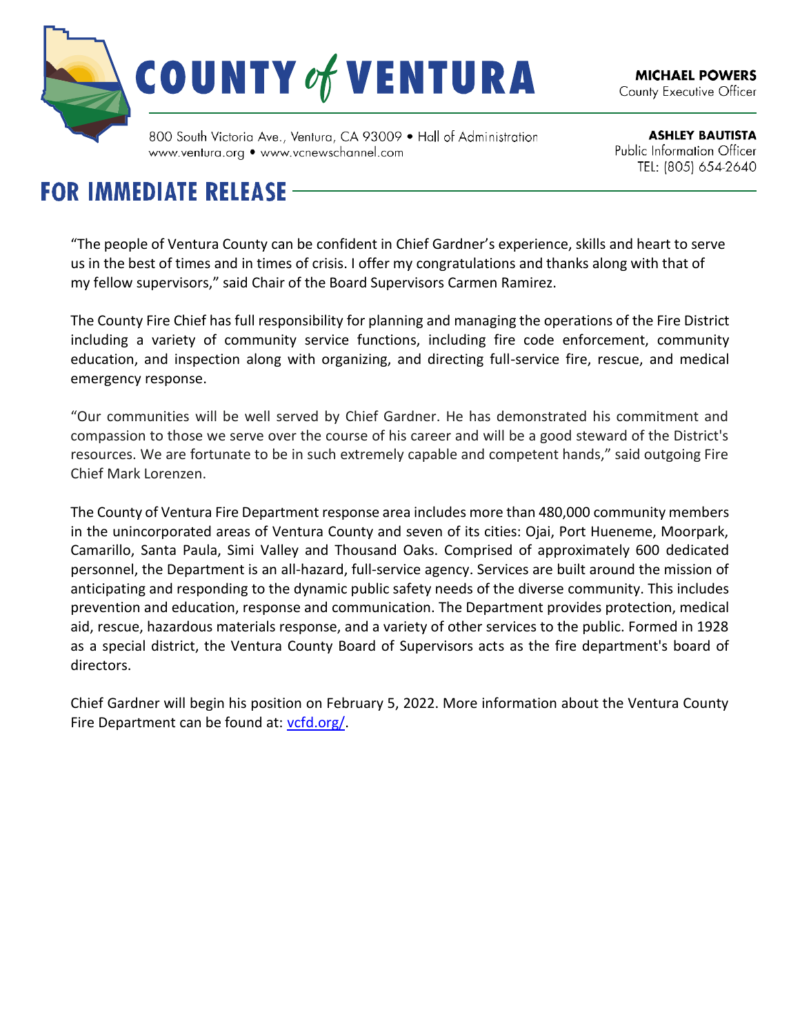# COUNTY of VENTURA

800 South Victoria Ave., Ventura, CA 93009 • Hall of Administration
www.ventura.org • www.vcnewschannel.com

**MICHAEL POWERS**
County Executive Officer

**ASHLEY BAUTISTA**
Public Information Officer
TEL: (805) 654-2640

## FOR IMMEDIATE RELEASE

“The people of Ventura County can be confident in Chief Gardner’s experience, skills and heart to serve us in the best of times and in times of crisis. I offer my congratulations and thanks along with that of my fellow supervisors,” said Chair of the Board Supervisors Carmen Ramirez.

The County Fire Chief has full responsibility for planning and managing the operations of the Fire District including a variety of community service functions, including fire code enforcement, community education, and inspection along with organizing, and directing full-service fire, rescue, and medical emergency response.

“Our communities will be well served by Chief Gardner. He has demonstrated his commitment and compassion to those we serve over the course of his career and will be a good steward of the District's resources. We are fortunate to be in such extremely capable and competent hands,” said outgoing Fire Chief Mark Lorenzen.

The County of Ventura Fire Department response area includes more than 480,000 community members in the unincorporated areas of Ventura County and seven of its cities: Ojai, Port Hueneme, Moorpark, Camarillo, Santa Paula, Simi Valley and Thousand Oaks. Comprised of approximately 600 dedicated personnel, the Department is an all-hazard, full-service agency. Services are built around the mission of anticipating and responding to the dynamic public safety needs of the diverse community. This includes prevention and education, response and communication. The Department provides protection, medical aid, rescue, hazardous materials response, and a variety of other services to the public. Formed in 1928 as a special district, the Ventura County Board of Supervisors acts as the fire department's board of directors.

Chief Gardner will begin his position on February 5, 2022. More information about the Ventura County Fire Department can be found at: [vcfd.org/](vcfd.org/).